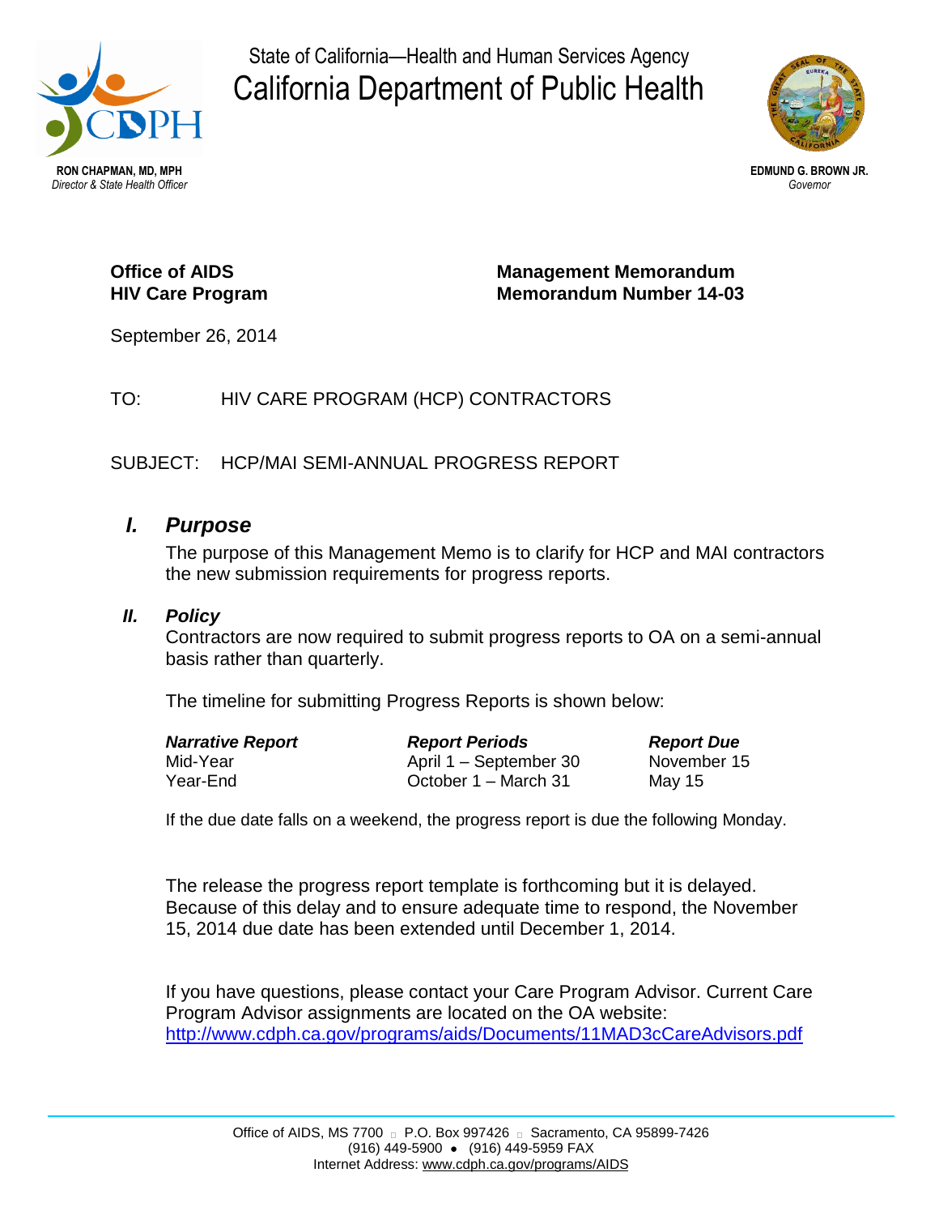State of California—Health and Human Services Agency

# California Department of Public Health

**RON CHAPMAN, MD, MPH**
*Director & State Health Officer*

**EDMUND G. BROWN JR.**
*Governor*

**Office of AIDS**
**HIV Care Program**

**Management Memorandum**
**Memorandum Number 14-03**

September 26, 2014

TO: HIV CARE PROGRAM (HCP) CONTRACTORS

SUBJECT: HCP/MAI SEMI-ANNUAL PROGRESS REPORT

## *I. Purpose*

The purpose of this Management Memo is to clarify for HCP and MAI contractors the new submission requirements for progress reports.

## *II. Policy*

Contractors are now required to submit progress reports to OA on a semi-annual basis rather than quarterly.

The timeline for submitting Progress Reports is shown below:

| *Narrative Report* | *Report Periods* | *Report Due* |
|---|---|---|
| Mid-Year | April 1 – September 30 | November 15 |
| Year-End | October 1 – March 31 | May 15 |

If the due date falls on a weekend, the progress report is due the following Monday.

The release the progress report template is forthcoming but it is delayed. Because of this delay and to ensure adequate time to respond, the November 15, 2014 due date has been extended until December 1, 2014.

If you have questions, please contact your Care Program Advisor. Current Care Program Advisor assignments are located on the OA website: http://www.cdph.ca.gov/programs/aids/Documents/11MAD3cCareAdvisors.pdf

Office of AIDS, MS 7700 ▫ P.O. Box 997426 ▫ Sacramento, CA 95899-7426
(916) 449-5900 • (916) 449-5959 FAX
Internet Address: www.cdph.ca.gov/programs/AIDS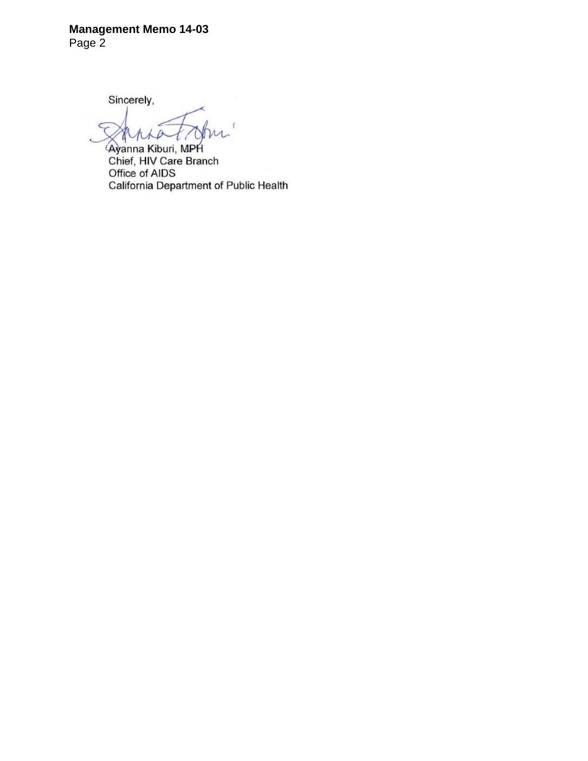Sincerely,

Ayanna Kiburi, MPH
Chief, HIV Care Branch
Office of AIDS
California Department of Public Health